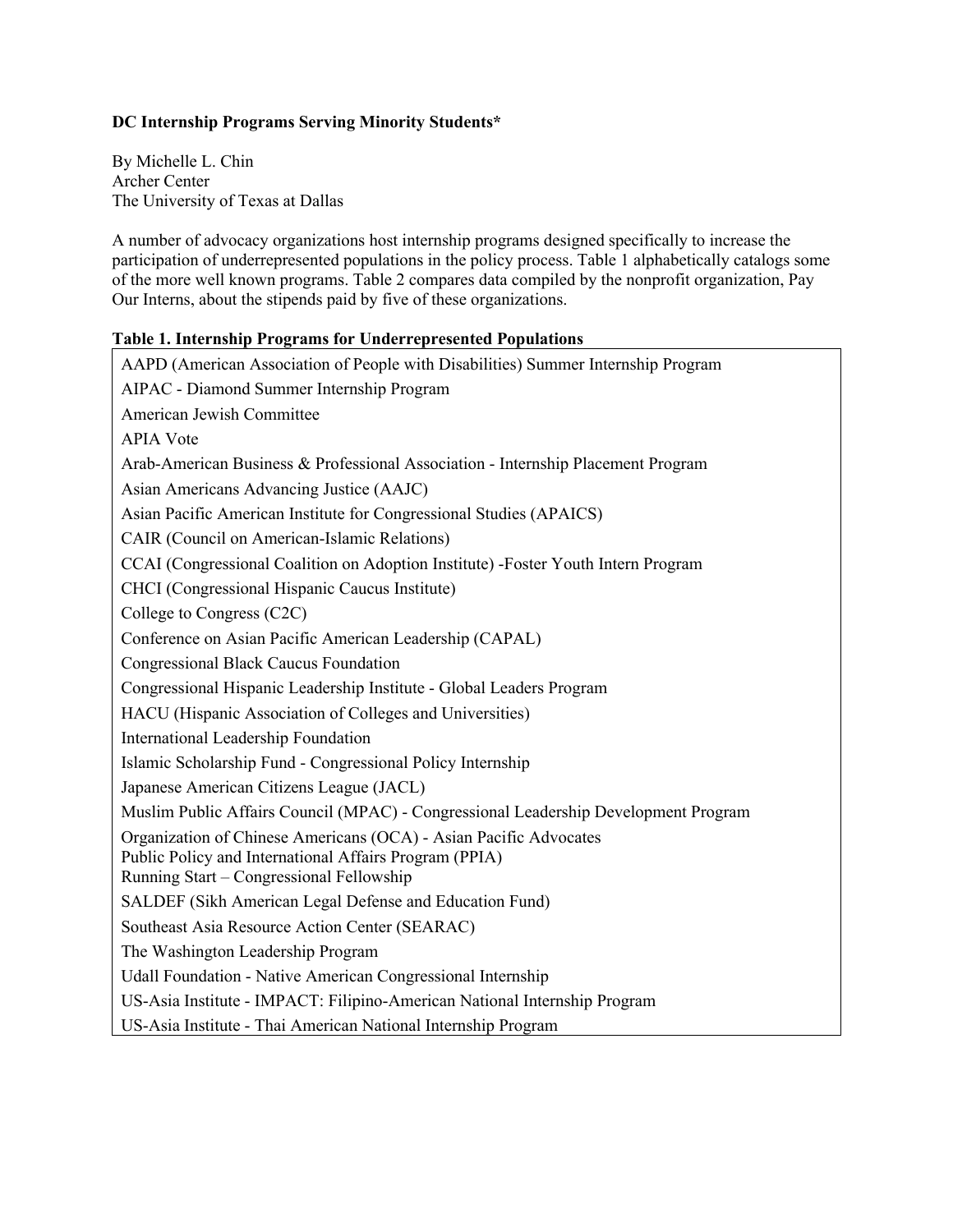**DC Internship Programs Serving Minority Students***

By Michelle L. Chin
Archer Center
The University of Texas at Dallas

A number of advocacy organizations host internship programs designed specifically to increase the participation of underrepresented populations in the policy process. Table 1 alphabetically catalogs some of the more well known programs. Table 2 compares data compiled by the nonprofit organization, Pay Our Interns, about the stipends paid by five of these organizations.

**Table 1. Internship Programs for Underrepresented Populations**

| Program |
| --- |
| AAPD (American Association of People with Disabilities) Summer Internship Program |
| AIPAC - Diamond Summer Internship Program |
| American Jewish Committee |
| APIA Vote |
| Arab-American Business & Professional Association - Internship Placement Program |
| Asian Americans Advancing Justice (AAJC) |
| Asian Pacific American Institute for Congressional Studies (APAICS) |
| CAIR (Council on American-Islamic Relations) |
| CCAI (Congressional Coalition on Adoption Institute) -Foster Youth Intern Program |
| CHCI (Congressional Hispanic Caucus Institute) |
| College to Congress (C2C) |
| Conference on Asian Pacific American Leadership (CAPAL) |
| Congressional Black Caucus Foundation |
| Congressional Hispanic Leadership Institute - Global Leaders Program |
| HACU (Hispanic Association of Colleges and Universities) |
| International Leadership Foundation |
| Islamic Scholarship Fund - Congressional Policy Internship |
| Japanese American Citizens League (JACL) |
| Muslim Public Affairs Council (MPAC) - Congressional Leadership Development Program |
| Organization of Chinese Americans (OCA) - Asian Pacific Advocates |
| Public Policy and International Affairs Program (PPIA) |
| Running Start – Congressional Fellowship |
| SALDEF (Sikh American Legal Defense and Education Fund) |
| Southeast Asia Resource Action Center (SEARAC) |
| The Washington Leadership Program |
| Udall Foundation - Native American Congressional Internship |
| US-Asia Institute - IMPACT: Filipino-American National Internship Program |
| US-Asia Institute - Thai American National Internship Program |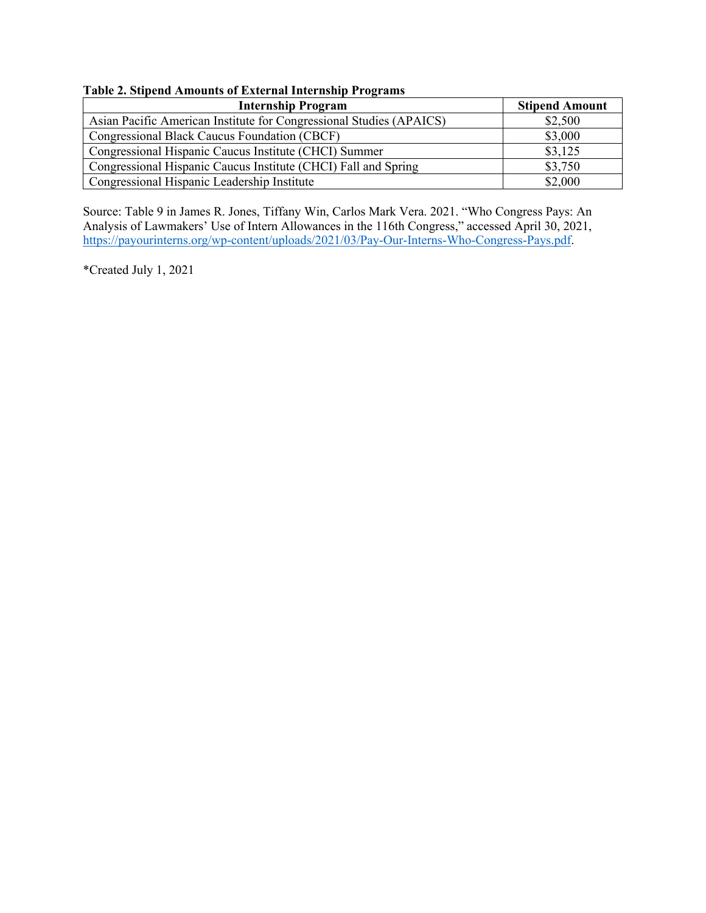**Table 2. Stipend Amounts of External Internship Programs**

| Internship Program | Stipend Amount |
|---|---|
| Asian Pacific American Institute for Congressional Studies (APAICS) | $2,500 |
| Congressional Black Caucus Foundation (CBCF) | $3,000 |
| Congressional Hispanic Caucus Institute (CHCI) Summer | $3,125 |
| Congressional Hispanic Caucus Institute (CHCI) Fall and Spring | $3,750 |
| Congressional Hispanic Leadership Institute | $2,000 |

Source: Table 9 in James R. Jones, Tiffany Win, Carlos Mark Vera. 2021. "Who Congress Pays: An Analysis of Lawmakers' Use of Intern Allowances in the 116th Congress," accessed April 30, 2021, https://payourinterns.org/wp-content/uploads/2021/03/Pay-Our-Interns-Who-Congress-Pays.pdf.

*Created July 1, 2021